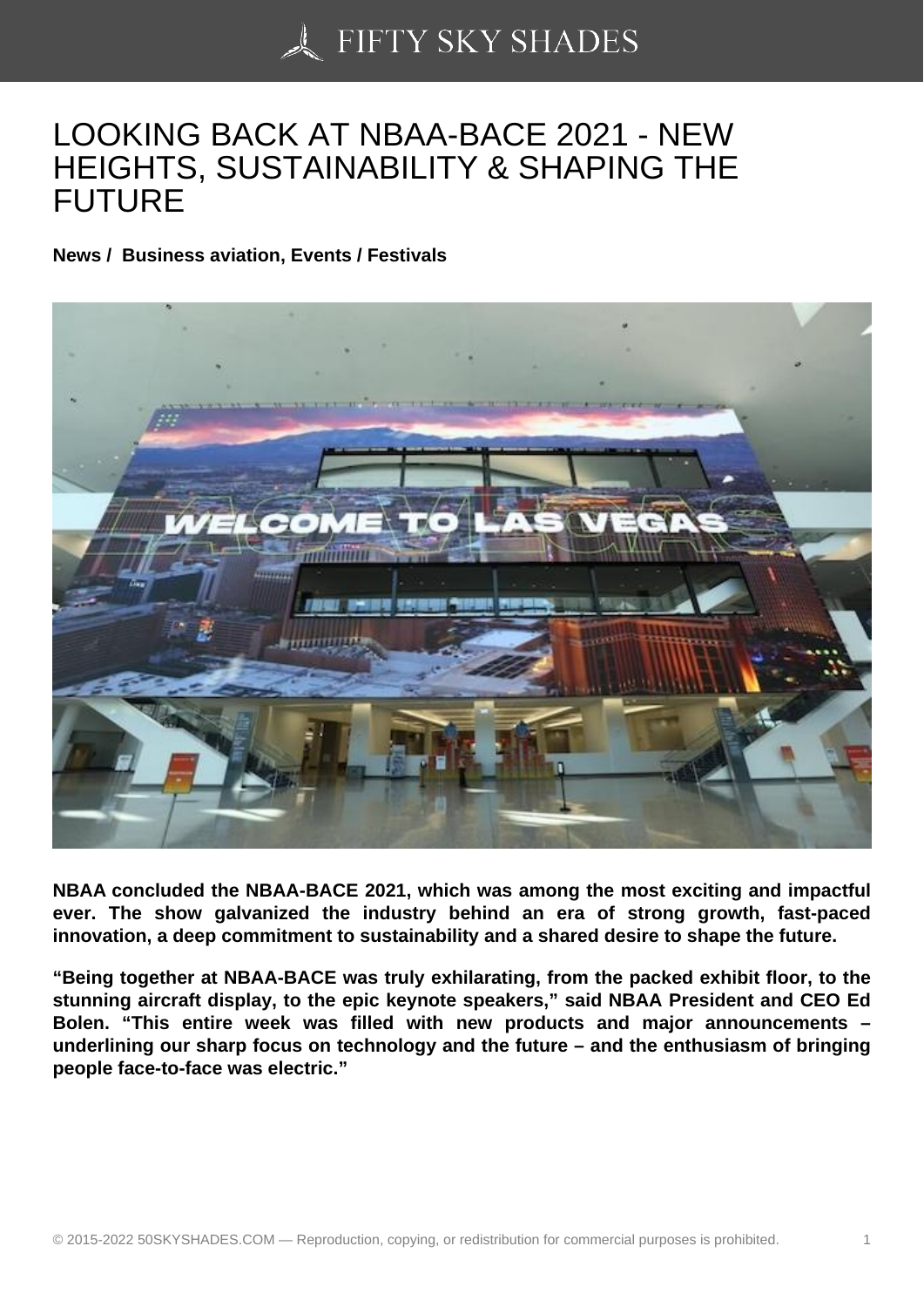# LOOKING BACK AT NBAA-BACE 2021 - NEW HEIGHTS, SUSTAINABILITY & SHAPING THE FUTURE

**News / Business aviation, Events / Festivals**

**NBAA concluded the NBAA-BACE 2021, which was among the most exciting and impactful ever. The show galvanized the industry behind an era of strong growth, fast-paced innovation, a deep commitment to sustainability and a shared desire to shape the future.**

**"Being together at NBAA-BACE was truly exhilarating, from the packed exhibit floor, to the stunning aircraft display, to the epic keynote speakers," said NBAA President and CEO Ed Bolen. "This entire week was filled with new products and major announcements – underlining our sharp focus on technology and the future – and the enthusiasm of bringing people face-to-face was electric."**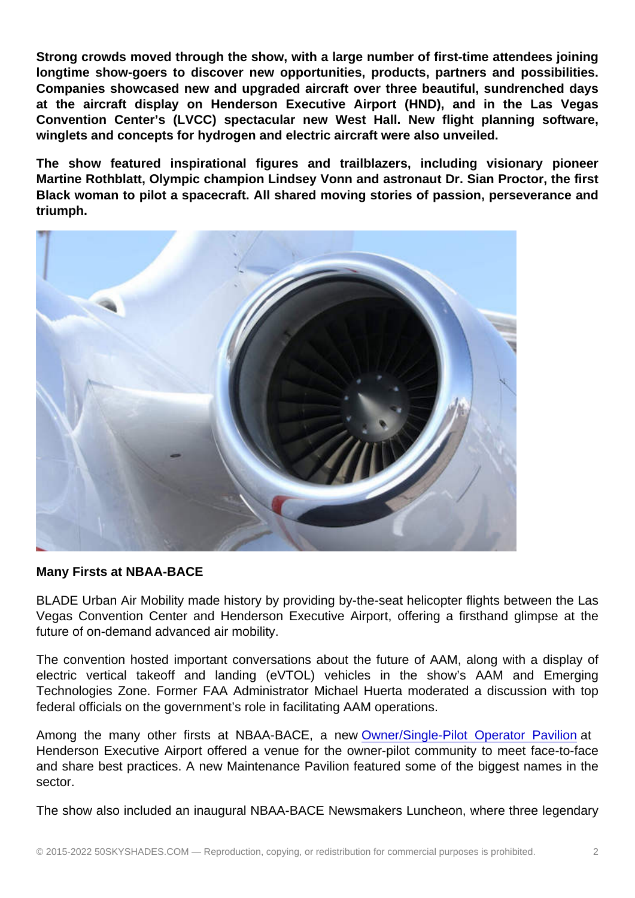**Strong crowds moved through the show, with a large number of first-time attendees joining longtime show-goers to discover new opportunities, products, partners and possibilities. Companies showcased new and upgraded aircraft over three beautiful, sundrenched days at the aircraft display on Henderson Executive Airport (HND), and in the Las Vegas Convention Center's (LVCC) spectacular new West Hall. New flight planning software, winglets and concepts for hydrogen and electric aircraft were also unveiled.**

**The show featured inspirational figures and trailblazers, including visionary pioneer Martine Rothblatt, Olympic champion Lindsey Vonn and astronaut Dr. Sian Proctor, the first Black woman to pilot a spacecraft. All shared moving stories of passion, perseverance and triumph.**

**Many Firsts at NBAA-BACE**

BLADE Urban Air Mobility made history by providing by-the-seat helicopter flights between the Las Vegas Convention Center and Henderson Executive Airport, offering a firsthand glimpse at the future of on-demand advanced air mobility.

The convention hosted important conversations about the future of AAM, along with a display of electric vertical takeoff and landing (eVTOL) vehicles in the show's AAM and Emerging Technologies Zone. Former FAA Administrator Michael Huerta moderated a discussion with top federal officials on the government's role in facilitating AAM operations.

Among the many other firsts at NBAA-BACE, a new Owner/Single-Pilot Operator Pavilion at Henderson Executive Airport offered a venue for the owner-pilot community to meet face-to-face and share best practices. A new Maintenance Pavilion featured some of the biggest names in the sector.

The show also included an inaugural NBAA-BACE Newsmakers Luncheon, where three legendary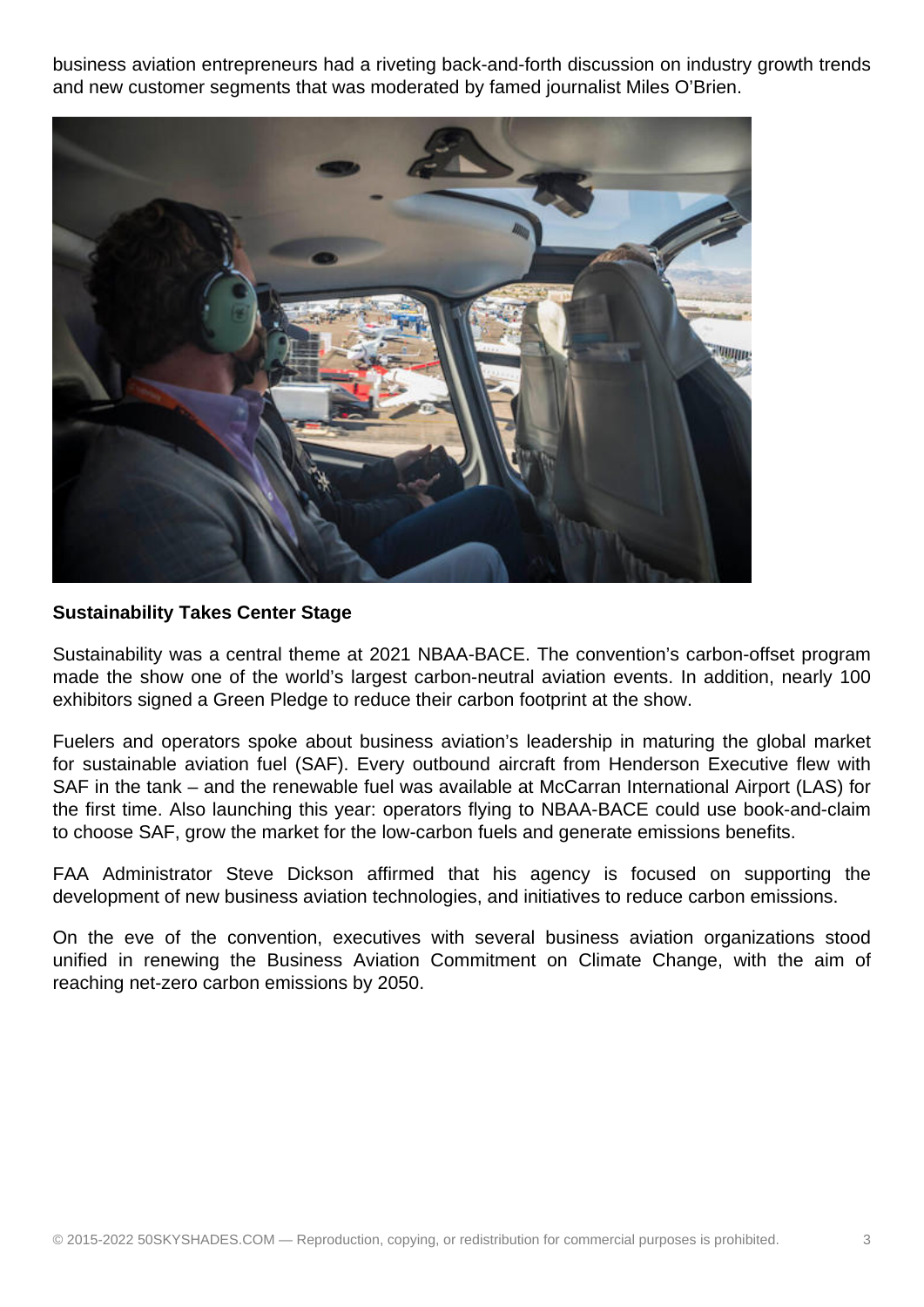business aviation entrepreneurs had a riveting back-and-forth discussion on industry growth trends and new customer segments that was moderated by famed journalist Miles O'Brien.

**Sustainability Takes Center Stage**

Sustainability was a central theme at 2021 NBAA-BACE. The convention's carbon-offset program made the show one of the world's largest carbon-neutral aviation events. In addition, nearly 100 exhibitors signed a Green Pledge to reduce their carbon footprint at the show.

Fuelers and operators spoke about business aviation's leadership in maturing the global market for sustainable aviation fuel (SAF). Every outbound aircraft from Henderson Executive flew with SAF in the tank – and the renewable fuel was available at McCarran International Airport (LAS) for the first time. Also launching this year: operators flying to NBAA-BACE could use book-and-claim to choose SAF, grow the market for the low-carbon fuels and generate emissions benefits.

FAA Administrator Steve Dickson affirmed that his agency is focused on supporting the development of new business aviation technologies, and initiatives to reduce carbon emissions.

On the eve of the convention, executives with several business aviation organizations stood unified in renewing the Business Aviation Commitment on Climate Change, with the aim of reaching net-zero carbon emissions by 2050.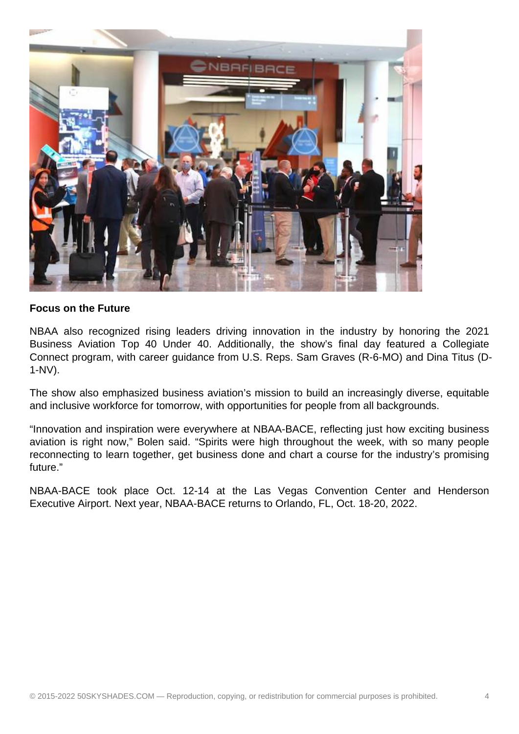**Focus on the Future**

NBAA also recognized rising leaders driving innovation in the industry by honoring the 2021 Business Aviation Top 40 Under 40. Additionally, the show's final day featured a Collegiate Connect program, with career guidance from U.S. Reps. Sam Graves (R-6-MO) and Dina Titus (D-1-NV).

The show also emphasized business aviation's mission to build an increasingly diverse, equitable and inclusive workforce for tomorrow, with opportunities for people from all backgrounds.

"Innovation and inspiration were everywhere at NBAA-BACE, reflecting just how exciting business aviation is right now," Bolen said. "Spirits were high throughout the week, with so many people reconnecting to learn together, get business done and chart a course for the industry's promising future."

NBAA-BACE took place Oct. 12-14 at the Las Vegas Convention Center and Henderson Executive Airport. Next year, NBAA-BACE returns to Orlando, FL, Oct. 18-20, 2022.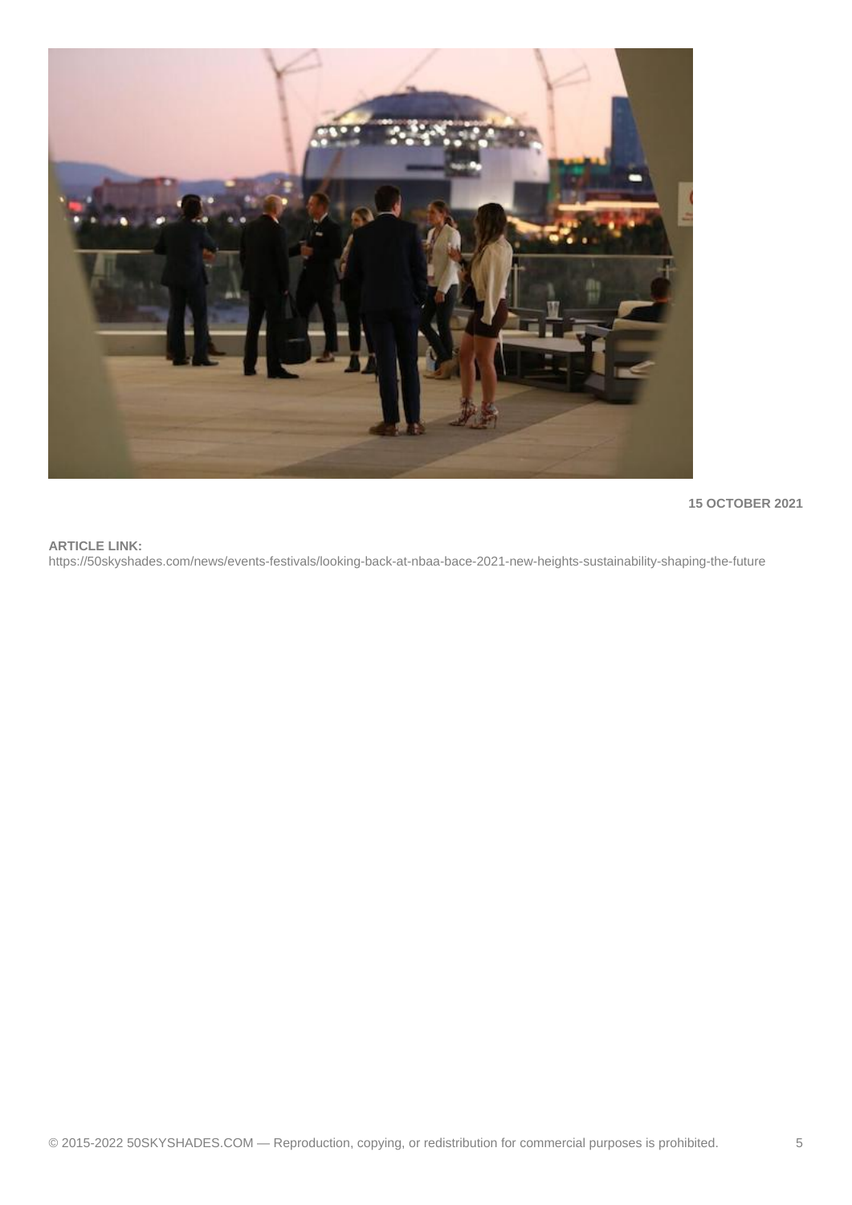**15 OCTOBER 2021**

**ARTICLE LINK:**
https://50skyshades.com/news/events-festivals/looking-back-at-nbaa-bace-2021-new-heights-sustainability-shaping-the-future

© 2015-2022 50SKYSHADES.COM — Reproduction, copying, or redistribution for commercial purposes is prohibited.